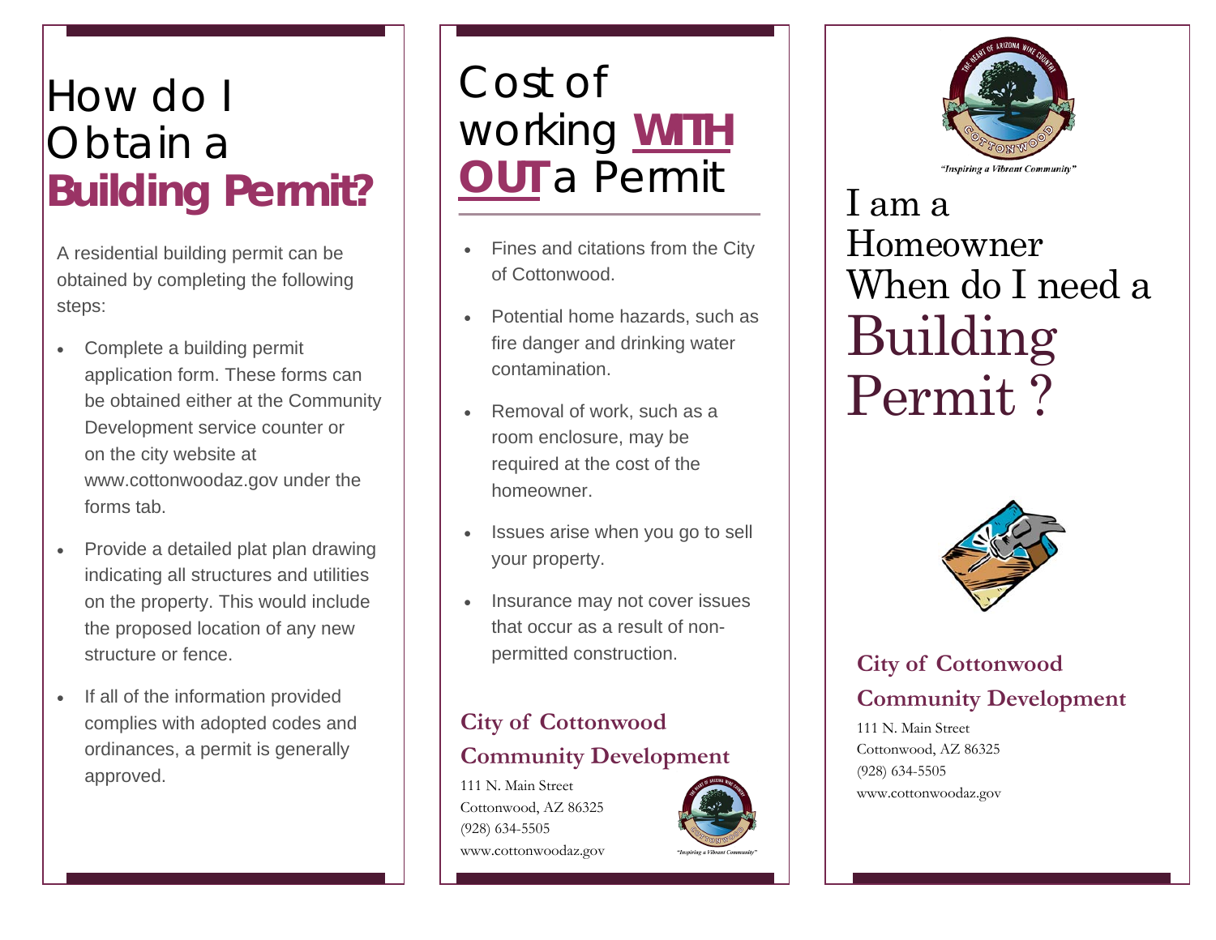# How do I Obtain a **Building Permit?**

A residential building permit can be obtained by completing the following steps:

- Complete a building permit application form. These forms can be obtained either at the Community Development service counter or on the city website at www.cottonwoodaz.gov under the forms tab.
- Provide a detailed plat plan drawing indicating all structures and utilities on the property. This would include the proposed location of any new structure or fence.
- If all of the information provided complies with adopted codes and ordinances, a permit is generally approved.

# Cost of working **WITHOUT** a Permit

- Fines and citations from the City of Cottonwood.
- Potential home hazards, such as fire danger and drinking water contamination.
- Removal of work, such as a room enclosure, may be required at the cost of the homeowner.
- Issues arise when you go to sell your property.
- Insurance may not cover issues that occur as a result of non-permitted construction.

**City of Cottonwood**
**Community Development**

111 N. Main Street
Cottonwood, AZ 86325
(928) 634-5505
www.cottonwoodaz.gov

"Inspiring a Vibrant Community"

# I am a Homeowner When do I need a Building Permit ?

**City of Cottonwood**
**Community Development**

111 N. Main Street
Cottonwood, AZ 86325
(928) 634-5505
www.cottonwoodaz.gov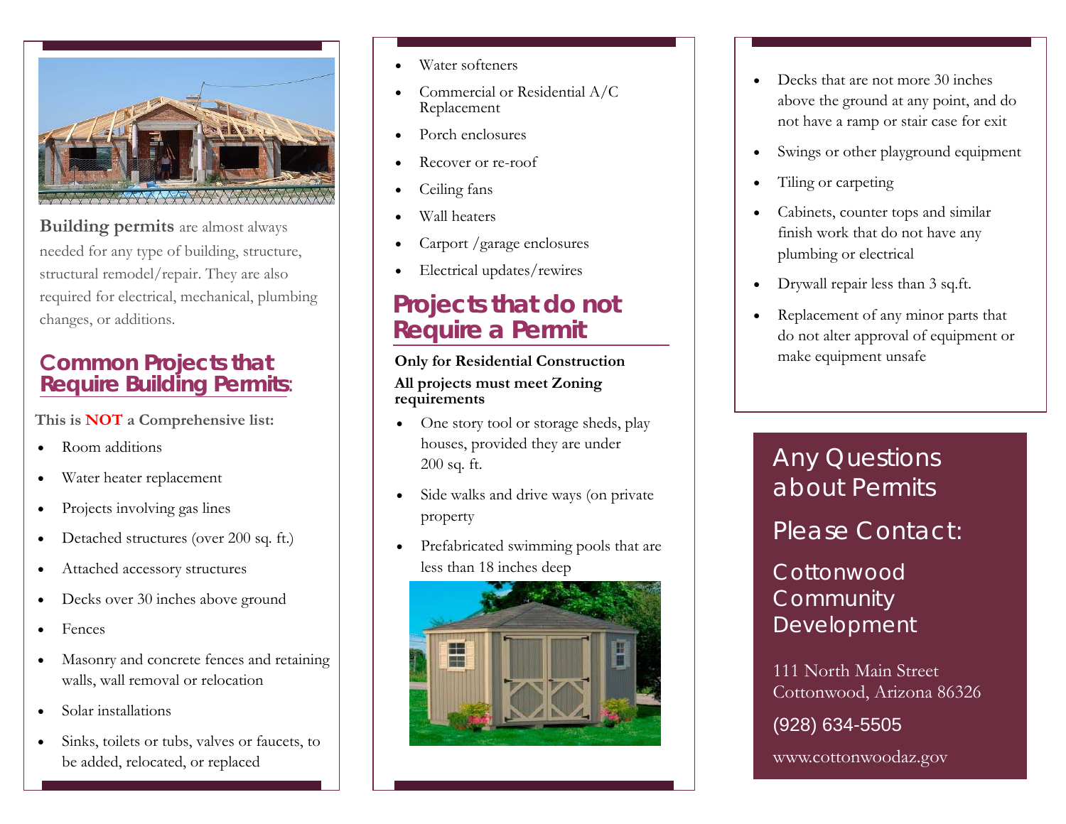**Building permits** are almost always needed for any type of building, structure, structural remodel/repair. They are also required for electrical, mechanical, plumbing changes, or additions.

## Common Projects that Require Building Permits:

**This is NOT a Comprehensive list:**

- Room additions
- Water heater replacement
- Projects involving gas lines
- Detached structures (over 200 sq. ft.)
- Attached accessory structures
- Decks over 30 inches above ground
- Fences
- Masonry and concrete fences and retaining walls, wall removal or relocation
- Solar installations
- Sinks, toilets or tubs, valves or faucets, to be added, relocated, or replaced
- Water softeners
- Commercial or Residential A/C Replacement
- Porch enclosures
- Recover or re-roof
- Ceiling fans
- Wall heaters
- Carport /garage enclosures
- Electrical updates/rewires

## Projects that do not Require a Permit

**Only for Residential Construction**

**All projects must meet Zoning requirements**

- One story tool or storage sheds, play houses, provided they are under 200 sq. ft.
- Side walks and drive ways (on private property
- Prefabricated swimming pools that are less than 18 inches deep
- Decks that are not more 30 inches above the ground at any point, and do not have a ramp or stair case for exit
- Swings or other playground equipment
- Tiling or carpeting
- Cabinets, counter tops and similar finish work that do not have any plumbing or electrical
- Drywall repair less than 3 sq.ft.
- Replacement of any minor parts that do not alter approval of equipment or make equipment unsafe

## Any Questions about Permits

## Please Contact:

### Cottonwood Community Development

111 North Main Street
Cottonwood, Arizona 86326

(928) 634-5505

www.cottonwoodaz.gov